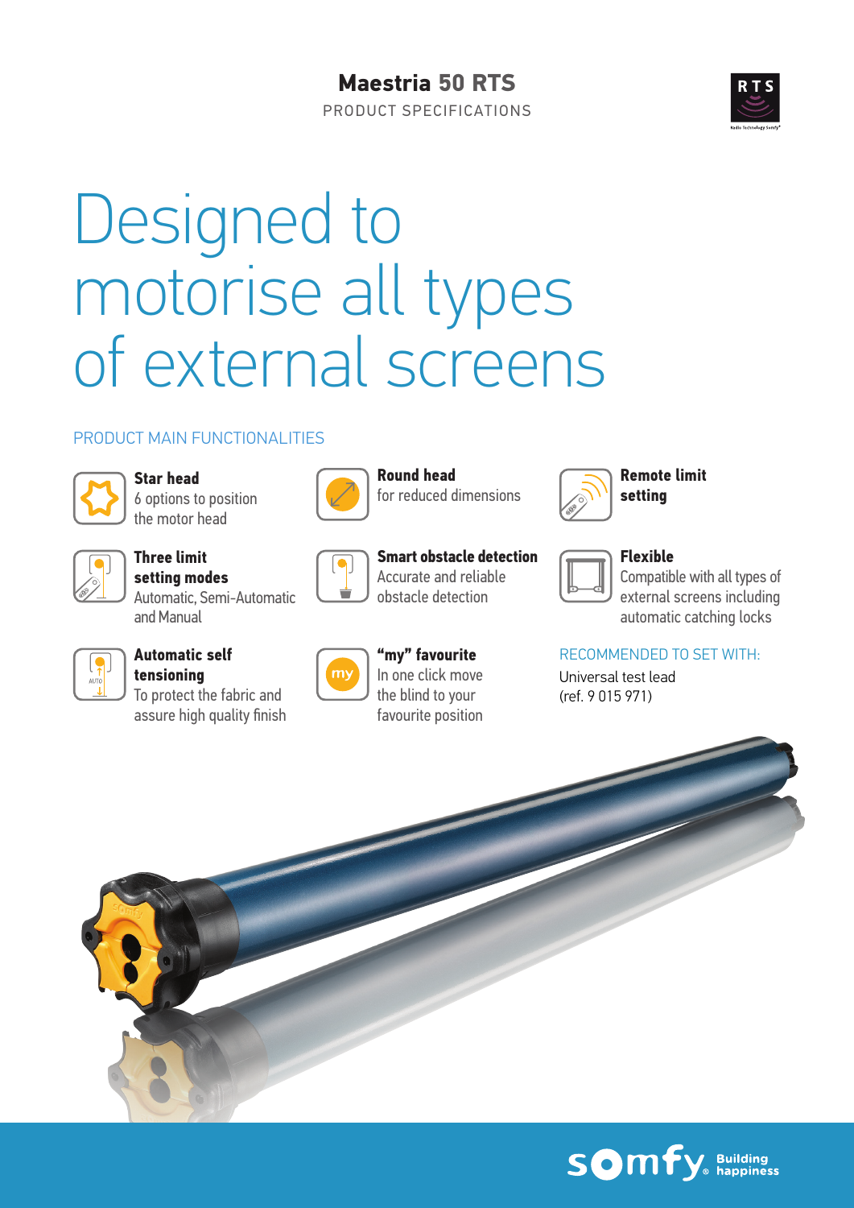# Maestria 50 RTS

PRODUCT SPECIFICATIONS

RTS

# Designed to motorise all types of external screens

## PRODUCT MAIN FUNCTIONALITIES

**Star head**
6 options to position the motor head

**Round head**
for reduced dimensions

**Remote limit setting**

**Three limit setting modes**
Automatic, Semi-Automatic and Manual

**Smart obstacle detection**
Accurate and reliable obstacle detection

**Flexible**
Compatible with all types of external screens including automatic catching locks

**Automatic self tensioning**
To protect the fabric and assure high quality finish

**"my" favourite**
In one click move the blind to your favourite position

RECOMMENDED TO SET WITH:

Universal test lead
(ref. 9 015 971)

somfy. Building happiness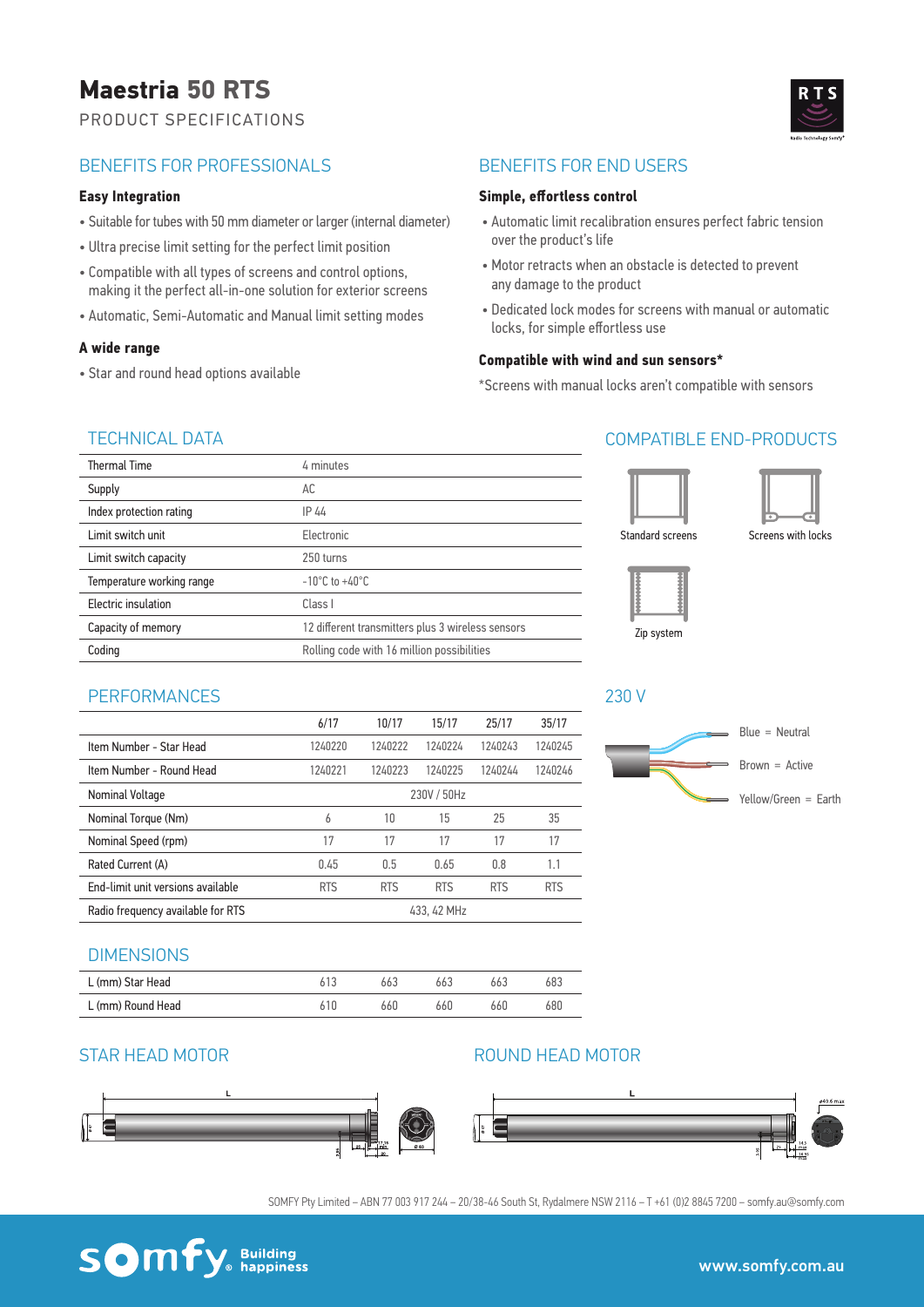# Maestria 50 RTS

PRODUCT SPECIFICATIONS

## BENEFITS FOR PROFESSIONALS

### Easy Integration

- Suitable for tubes with 50 mm diameter or larger (internal diameter)
- Ultra precise limit setting for the perfect limit position
- Compatible with all types of screens and control options, making it the perfect all-in-one solution for exterior screens
- Automatic, Semi-Automatic and Manual limit setting modes

### A wide range

- Star and round head options available

## BENEFITS FOR END USERS

### Simple, effortless control

- Automatic limit recalibration ensures perfect fabric tension over the product's life
- Motor retracts when an obstacle is detected to prevent any damage to the product
- Dedicated lock modes for screens with manual or automatic locks, for simple effortless use

### Compatible with wind and sun sensors*

*Screens with manual locks aren't compatible with sensors

## TECHNICAL DATA

| | |
|---|---|
| Thermal Time | 4 minutes |
| Supply | AC |
| Index protection rating | IP 44 |
| Limit switch unit | Electronic |
| Limit switch capacity | 250 turns |
| Temperature working range | -10°C to +40°C |
| Electric insulation | Class I |
| Capacity of memory | 12 different transmitters plus 3 wireless sensors |
| Coding | Rolling code with 16 million possibilities |

## COMPATIBLE END-PRODUCTS

Standard screens

Screens with locks

Zip system

## PERFORMANCES

| | 6/17 | 10/17 | 15/17 | 25/17 | 35/17 |
|---|---|---|---|---|---|
| Item Number - Star Head | 1240220 | 1240222 | 1240224 | 1240243 | 1240245 |
| Item Number - Round Head | 1240221 | 1240223 | 1240225 | 1240244 | 1240246 |
| Nominal Voltage | 230V / 50Hz | | | | |
| Nominal Torque (Nm) | 6 | 10 | 15 | 25 | 35 |
| Nominal Speed (rpm) | 17 | 17 | 17 | 17 | 17 |
| Rated Current (A) | 0.45 | 0.5 | 0.65 | 0.8 | 1.1 |
| End-limit unit versions available | RTS | RTS | RTS | RTS | RTS |
| Radio frequency available for RTS | 433, 42 MHz | | | | |

## 230 V

Blue = Neutral

Brown = Active

Yellow/Green = Earth

## DIMENSIONS

| | | | | | |
|---|---|---|---|---|---|
| L (mm) Star Head | 613 | 663 | 663 | 663 | 683 |
| L (mm) Round Head | 610 | 660 | 660 | 660 | 680 |

## STAR HEAD MOTOR

L

## ROUND HEAD MOTOR

L

SOMFY Pty Limited – ABN 77 003 917 244 – 20/38-46 South St, Rydalmere NSW 2116 – T +61 (0)2 8845 7200 – somfy.au@somfy.com

somfy. Building happiness

www.somfy.com.au